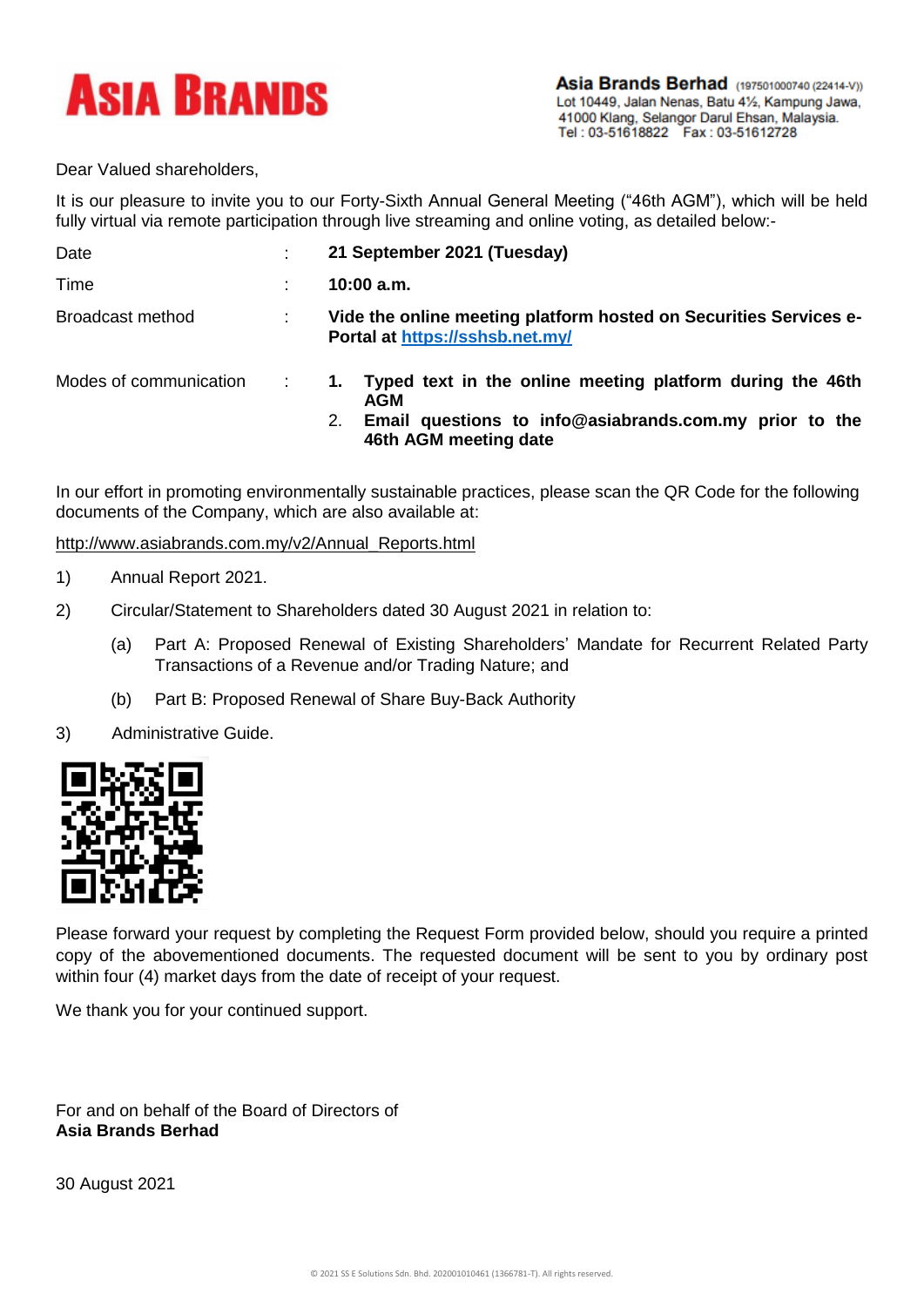**ASIA BRANDS**

**Asia Brands Berhad** (197501000740 (22414-V))
Lot 10449, Jalan Nenas, Batu 4½, Kampung Jawa,
41000 Klang, Selangor Darul Ehsan, Malaysia.
Tel : 03-51618822 Fax : 03-51612728

Dear Valued shareholders,

It is our pleasure to invite you to our Forty-Sixth Annual General Meeting ("46th AGM"), which will be held fully virtual via remote participation through live streaming and online voting, as detailed below:-

| | | |
|---|---|---|
| Date | : | **21 September 2021 (Tuesday)** |
| Time | : | **10:00 a.m.** |
| Broadcast method | : | **Vide the online meeting platform hosted on Securities Services e-Portal at https://sshsb.net.my/** |
| Modes of communication | : | **1. Typed text in the online meeting platform during the 46th AGM**<br>**2. Email questions to info@asiabrands.com.my prior to the 46th AGM meeting date** |

In our effort in promoting environmentally sustainable practices, please scan the QR Code for the following documents of the Company, which are also available at:

http://www.asiabrands.com.my/v2/Annual_Reports.html

1) Annual Report 2021.
2) Circular/Statement to Shareholders dated 30 August 2021 in relation to:
   (a) Part A: Proposed Renewal of Existing Shareholders' Mandate for Recurrent Related Party Transactions of a Revenue and/or Trading Nature; and
   (b) Part B: Proposed Renewal of Share Buy-Back Authority
3) Administrative Guide.

Please forward your request by completing the Request Form provided below, should you require a printed copy of the abovementioned documents. The requested document will be sent to you by ordinary post within four (4) market days from the date of receipt of your request.

We thank you for your continued support.

For and on behalf of the Board of Directors of
**Asia Brands Berhad**

30 August 2021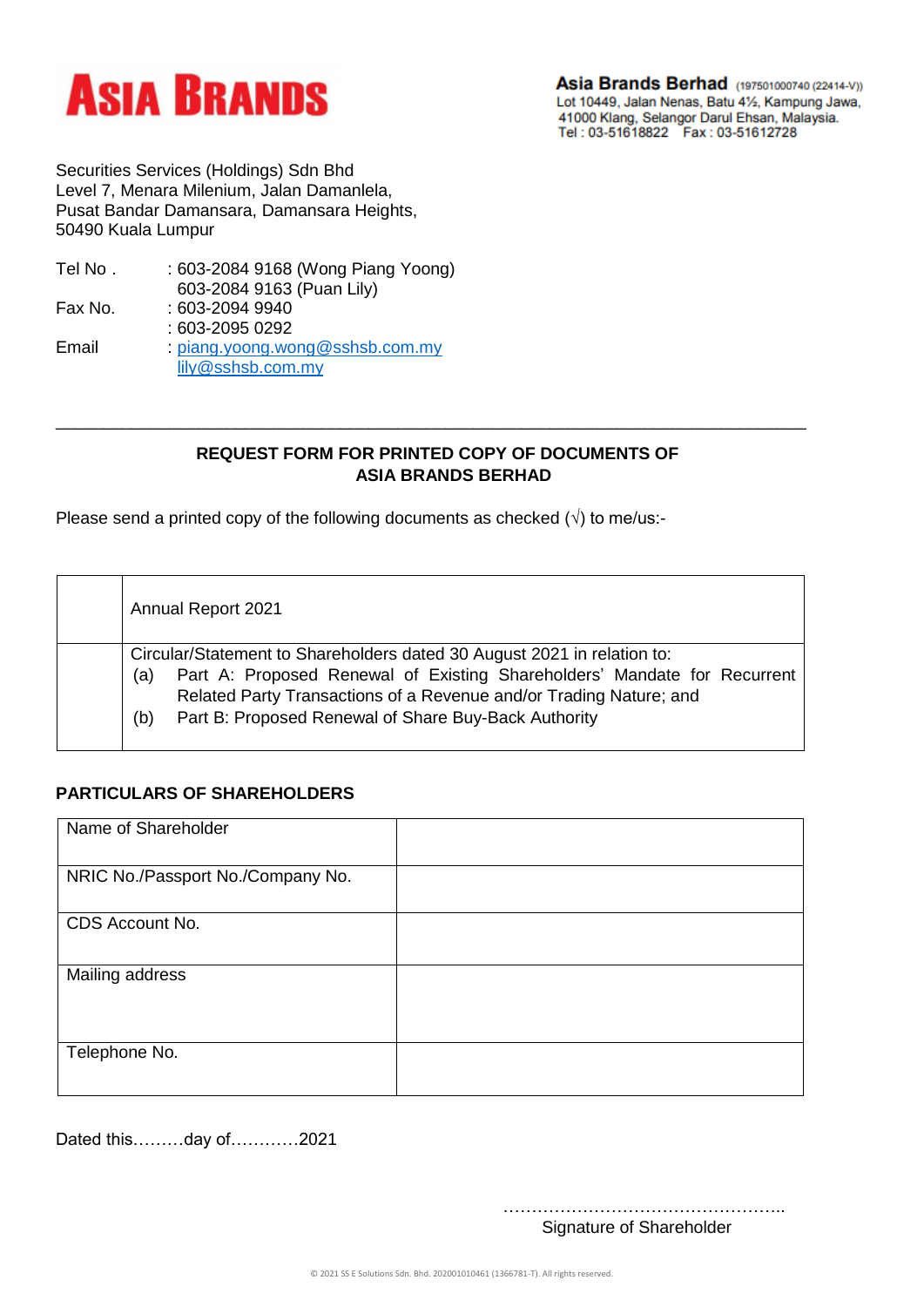**ASIA BRANDS**

**Asia Brands Berhad** (197501000740 (22414-V))
Lot 10449, Jalan Nenas, Batu 4½, Kampung Jawa,
41000 Klang, Selangor Darul Ehsan, Malaysia.
Tel : 03-51618822 Fax : 03-51612728

Securities Services (Holdings) Sdn Bhd
Level 7, Menara Milenium, Jalan Damanlela,
Pusat Bandar Damansara, Damansara Heights,
50490 Kuala Lumpur

| | |
|---|---|
| Tel No . | : 603-2084 9168 (Wong Piang Yoong) |
| | 603-2084 9163 (Puan Lily) |
| Fax No. | : 603-2094 9940 |
| | : 603-2095 0292 |
| Email | : piang.yoong.wong@sshsb.com.my |
| | lily@sshsb.com.my |

---

**REQUEST FORM FOR PRINTED COPY OF DOCUMENTS OF ASIA BRANDS BERHAD**

Please send a printed copy of the following documents as checked (√) to me/us:-

| | |
|---|---|
| | Annual Report 2021 |
| | Circular/Statement to Shareholders dated 30 August 2021 in relation to: (a) Part A: Proposed Renewal of Existing Shareholders' Mandate for Recurrent Related Party Transactions of a Revenue and/or Trading Nature; and (b) Part B: Proposed Renewal of Share Buy-Back Authority |

**PARTICULARS OF SHAREHOLDERS**

| | |
|---|---|
| Name of Shareholder | |
| NRIC No./Passport No./Company No. | |
| CDS Account No. | |
| Mailing address | |
| Telephone No. | |

Dated this………day of…………2021

…………………………………………..
Signature of Shareholder

© 2021 SS E Solutions Sdn. Bhd. 202001010461 (1366781-T). All rights reserved.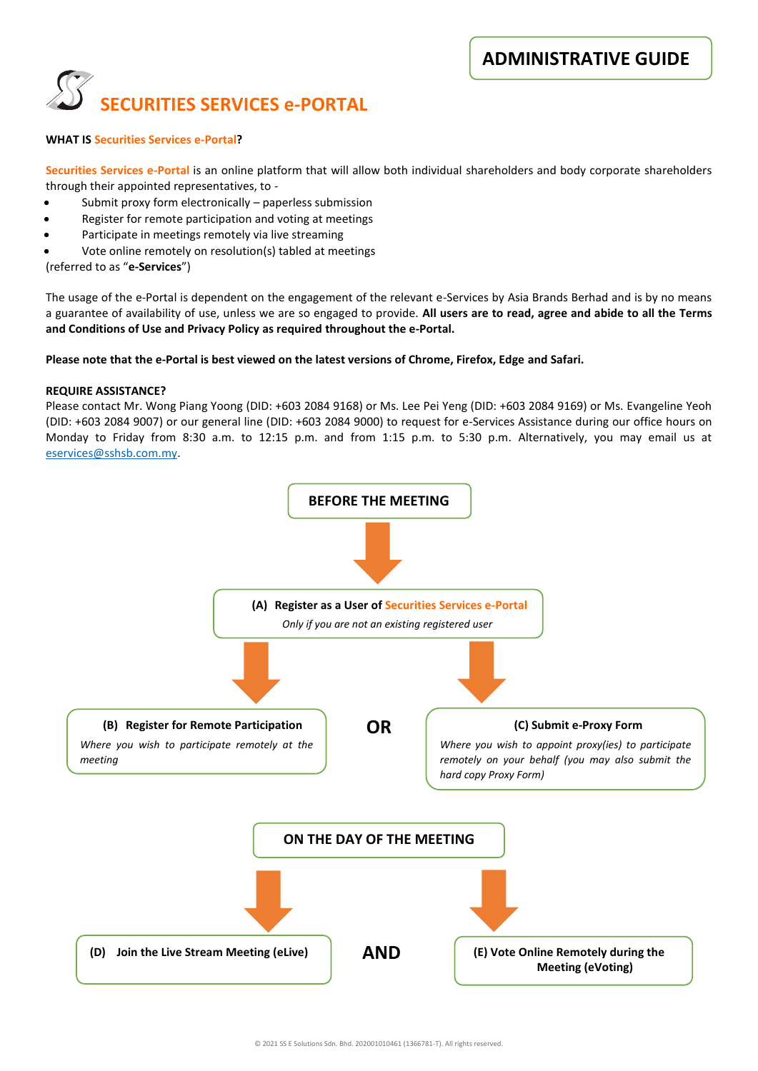# ADMINISTRATIVE GUIDE

## SECURITIES SERVICES e-PORTAL

**WHAT IS Securities Services e-Portal?**

Securities Services e-Portal is an online platform that will allow both individual shareholders and body corporate shareholders through their appointed representatives, to -

- Submit proxy form electronically – paperless submission
- Register for remote participation and voting at meetings
- Participate in meetings remotely via live streaming
- Vote online remotely on resolution(s) tabled at meetings

(referred to as "**e-Services**")

The usage of the e-Portal is dependent on the engagement of the relevant e-Services by Asia Brands Berhad and is by no means a guarantee of availability of use, unless we are so engaged to provide. **All users are to read, agree and abide to all the Terms and Conditions of Use and Privacy Policy as required throughout the e-Portal.**

**Please note that the e-Portal is best viewed on the latest versions of Chrome, Firefox, Edge and Safari.**

**REQUIRE ASSISTANCE?**

Please contact Mr. Wong Piang Yoong (DID: +603 2084 9168) or Ms. Lee Pei Yeng (DID: +603 2084 9169) or Ms. Evangeline Yeoh (DID: +603 2084 9007) or our general line (DID: +603 2084 9000) to request for e-Services Assistance during our office hours on Monday to Friday from 8:30 a.m. to 12:15 p.m. and from 1:15 p.m. to 5:30 p.m. Alternatively, you may email us at eservices@sshsb.com.my.

**BEFORE THE MEETING**

**(A) Register as a User of Securities Services e-Portal**
*Only if you are not an existing registered user*

**(B) Register for Remote Participation**
*Where you wish to participate remotely at the meeting*

**OR**

**(C) Submit e-Proxy Form**
*Where you wish to appoint proxy(ies) to participate remotely on your behalf (you may also submit the hard copy Proxy Form)*

**ON THE DAY OF THE MEETING**

**(D) Join the Live Stream Meeting (eLive)**

**AND**

**(E) Vote Online Remotely during the Meeting (eVoting)**

© 2021 SS E Solutions Sdn. Bhd. 202001010461 (1366781-T). All rights reserved.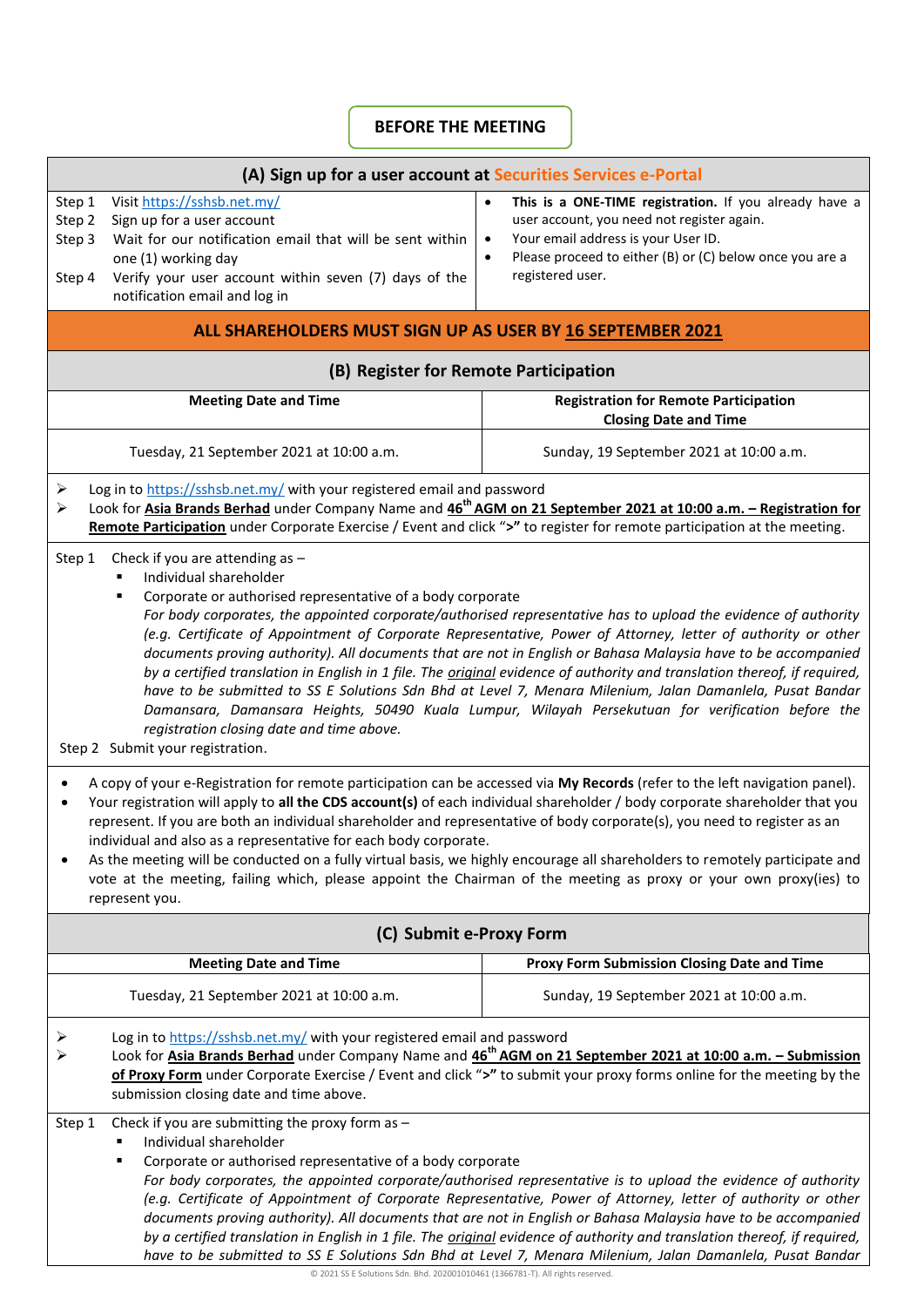## BEFORE THE MEETING

### (A) Sign up for a user account at Securities Services e-Portal

| | |
|---|---|
| Step 1 Visit https://sshsb.net.my/<br>Step 2 Sign up for a user account<br>Step 3 Wait for our notification email that will be sent within one (1) working day<br>Step 4 Verify your user account within seven (7) days of the notification email and log in | • **This is a ONE-TIME registration.** If you already have a user account, you need not register again.<br>• Your email address is your User ID.<br>• Please proceed to either (B) or (C) below once you are a registered user. |

**ALL SHAREHOLDERS MUST SIGN UP AS USER BY <u>16 SEPTEMBER 2021</u>**

### (B) Register for Remote Participation

| Meeting Date and Time | Registration for Remote Participation Closing Date and Time |
|---|---|
| Tuesday, 21 September 2021 at 10:00 a.m. | Sunday, 19 September 2021 at 10:00 a.m. |

- Log in to https://sshsb.net.my/ with your registered email and password
- Look for **<u>Asia Brands Berhad</u>** under Company Name and **<u>46th AGM on 21 September 2021 at 10:00 a.m. – Registration for Remote Participation</u>** under Corporate Exercise / Event and click "**>**" to register for remote participation at the meeting.

Step 1 Check if you are attending as –

- Individual shareholder
- Corporate or authorised representative of a body corporate
  *For body corporates, the appointed corporate/authorised representative has to upload the evidence of authority (e.g. Certificate of Appointment of Corporate Representative, Power of Attorney, letter of authority or other documents proving authority). All documents that are not in English or Bahasa Malaysia have to be accompanied by a certified translation in English in 1 file. The <u>original</u> evidence of authority and translation thereof, if required, have to be submitted to SS E Solutions Sdn Bhd at Level 7, Menara Milenium, Jalan Damanlela, Pusat Bandar Damansara, Damansara Heights, 50490 Kuala Lumpur, Wilayah Persekutuan for verification before the registration closing date and time above.*

Step 2 Submit your registration.

- A copy of your e-Registration for remote participation can be accessed via **My Records** (refer to the left navigation panel).
- Your registration will apply to **all the CDS account(s)** of each individual shareholder / body corporate shareholder that you represent. If you are both an individual shareholder and representative of body corporate(s), you need to register as an individual and also as a representative for each body corporate.
- As the meeting will be conducted on a fully virtual basis, we highly encourage all shareholders to remotely participate and vote at the meeting, failing which, please appoint the Chairman of the meeting as proxy or your own proxy(ies) to represent you.

### (C) Submit e-Proxy Form

| Meeting Date and Time | Proxy Form Submission Closing Date and Time |
|---|---|
| Tuesday, 21 September 2021 at 10:00 a.m. | Sunday, 19 September 2021 at 10:00 a.m. |

- Log in to https://sshsb.net.my/ with your registered email and password
- Look for **<u>Asia Brands Berhad</u>** under Company Name and **<u>46th AGM on 21 September 2021 at 10:00 a.m. – Submission of Proxy Form</u>** under Corporate Exercise / Event and click "**>**" to submit your proxy forms online for the meeting by the submission closing date and time above.

Step 1 Check if you are submitting the proxy form as –

- Individual shareholder
- Corporate or authorised representative of a body corporate
  *For body corporates, the appointed corporate/authorised representative is to upload the evidence of authority (e.g. Certificate of Appointment of Corporate Representative, Power of Attorney, letter of authority or other documents proving authority). All documents that are not in English or Bahasa Malaysia have to be accompanied by a certified translation in English in 1 file. The <u>original</u> evidence of authority and translation thereof, if required, have to be submitted to SS E Solutions Sdn Bhd at Level 7, Menara Milenium, Jalan Damanlela, Pusat Bandar*

© 2021 SS E Solutions Sdn. Bhd. 202001010461 (1366781-T). All rights reserved.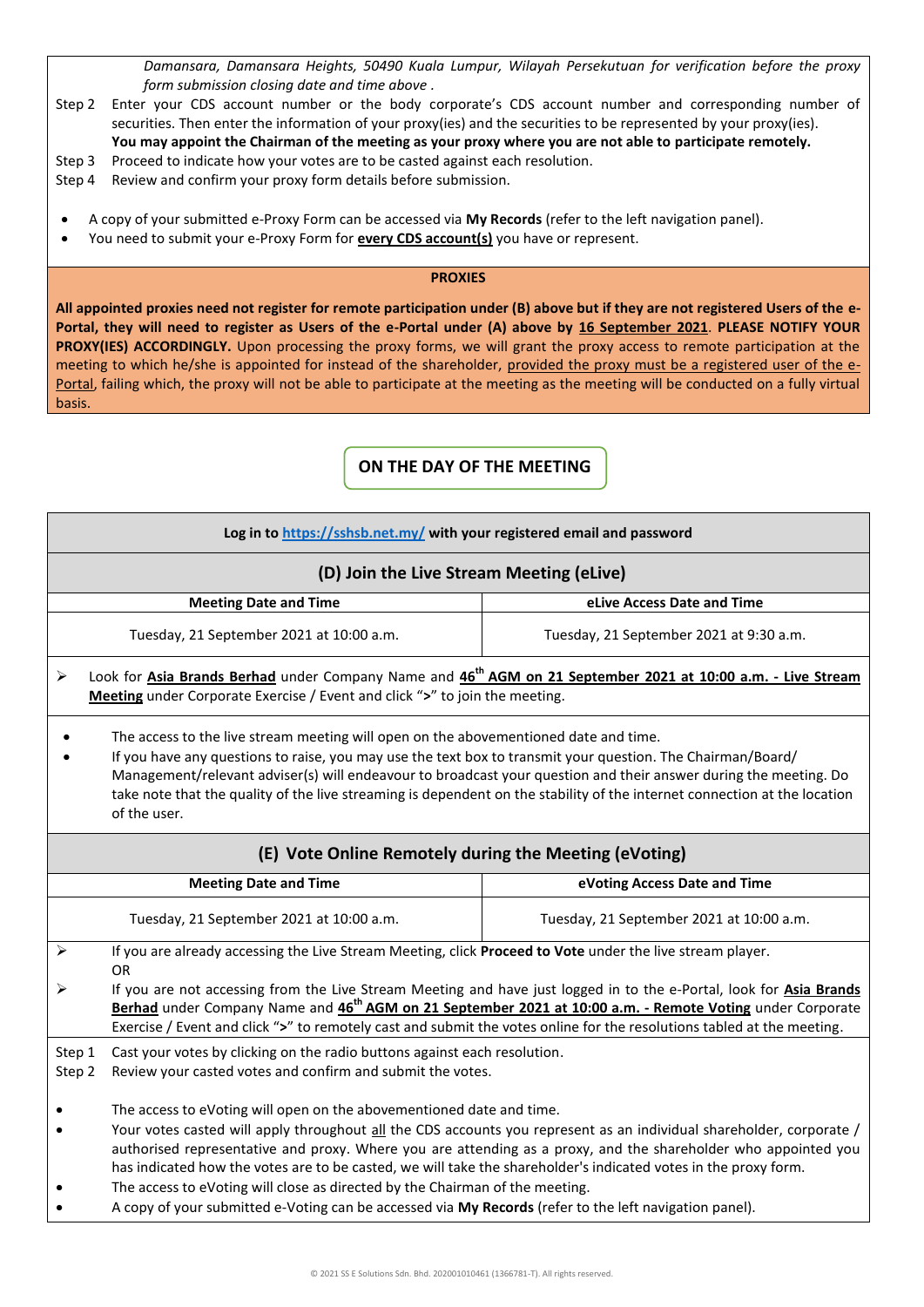*Damansara, Damansara Heights, 50490 Kuala Lumpur, Wilayah Persekutuan for verification before the proxy form submission closing date and time above .*

Step 2 Enter your CDS account number or the body corporate's CDS account number and corresponding number of securities. Then enter the information of your proxy(ies) and the securities to be represented by your proxy(ies). **You may appoint the Chairman of the meeting as your proxy where you are not able to participate remotely.**

Step 3 Proceed to indicate how your votes are to be casted against each resolution.

Step 4 Review and confirm your proxy form details before submission.

- A copy of your submitted e-Proxy Form can be accessed via **My Records** (refer to the left navigation panel).
- You need to submit your e-Proxy Form for **every CDS account(s)** you have or represent.

**PROXIES**

**All appointed proxies need not register for remote participation under (B) above but if they are not registered Users of the e-Portal, they will need to register as Users of the e-Portal under (A) above by 16 September 2021. PLEASE NOTIFY YOUR PROXY(IES) ACCORDINGLY.** Upon processing the proxy forms, we will grant the proxy access to remote participation at the meeting to which he/she is appointed for instead of the shareholder, provided the proxy must be a registered user of the e-Portal, failing which, the proxy will not be able to participate at the meeting as the meeting will be conducted on a fully virtual basis.

## ON THE DAY OF THE MEETING

**Log in to https://sshsb.net.my/ with your registered email and password**

### (D) Join the Live Stream Meeting (eLive)

| Meeting Date and Time | eLive Access Date and Time |
|---|---|
| Tuesday, 21 September 2021 at 10:00 a.m. | Tuesday, 21 September 2021 at 9:30 a.m. |

- Look for **Asia Brands Berhad** under Company Name and **46th AGM on 21 September 2021 at 10:00 a.m. - Live Stream Meeting** under Corporate Exercise / Event and click "**>**" to join the meeting.

- The access to the live stream meeting will open on the abovementioned date and time.
- If you have any questions to raise, you may use the text box to transmit your question. The Chairman/Board/ Management/relevant adviser(s) will endeavour to broadcast your question and their answer during the meeting. Do take note that the quality of the live streaming is dependent on the stability of the internet connection at the location of the user.

### (E) Vote Online Remotely during the Meeting (eVoting)

| Meeting Date and Time | eVoting Access Date and Time |
|---|---|
| Tuesday, 21 September 2021 at 10:00 a.m. | Tuesday, 21 September 2021 at 10:00 a.m. |

- If you are already accessing the Live Stream Meeting, click **Proceed to Vote** under the live stream player.
  OR
- If you are not accessing from the Live Stream Meeting and have just logged in to the e-Portal, look for **Asia Brands Berhad** under Company Name and **46th AGM on 21 September 2021 at 10:00 a.m. - Remote Voting** under Corporate Exercise / Event and click "**>**" to remotely cast and submit the votes online for the resolutions tabled at the meeting.

Step 1 Cast your votes by clicking on the radio buttons against each resolution.

Step 2 Review your casted votes and confirm and submit the votes.

- The access to eVoting will open on the abovementioned date and time.
- Your votes casted will apply throughout all the CDS accounts you represent as an individual shareholder, corporate / authorised representative and proxy. Where you are attending as a proxy, and the shareholder who appointed you has indicated how the votes are to be casted, we will take the shareholder's indicated votes in the proxy form.
- The access to eVoting will close as directed by the Chairman of the meeting.
- A copy of your submitted e-Voting can be accessed via **My Records** (refer to the left navigation panel).

© 2021 SS E Solutions Sdn. Bhd. 202001010461 (1366781-T). All rights reserved.